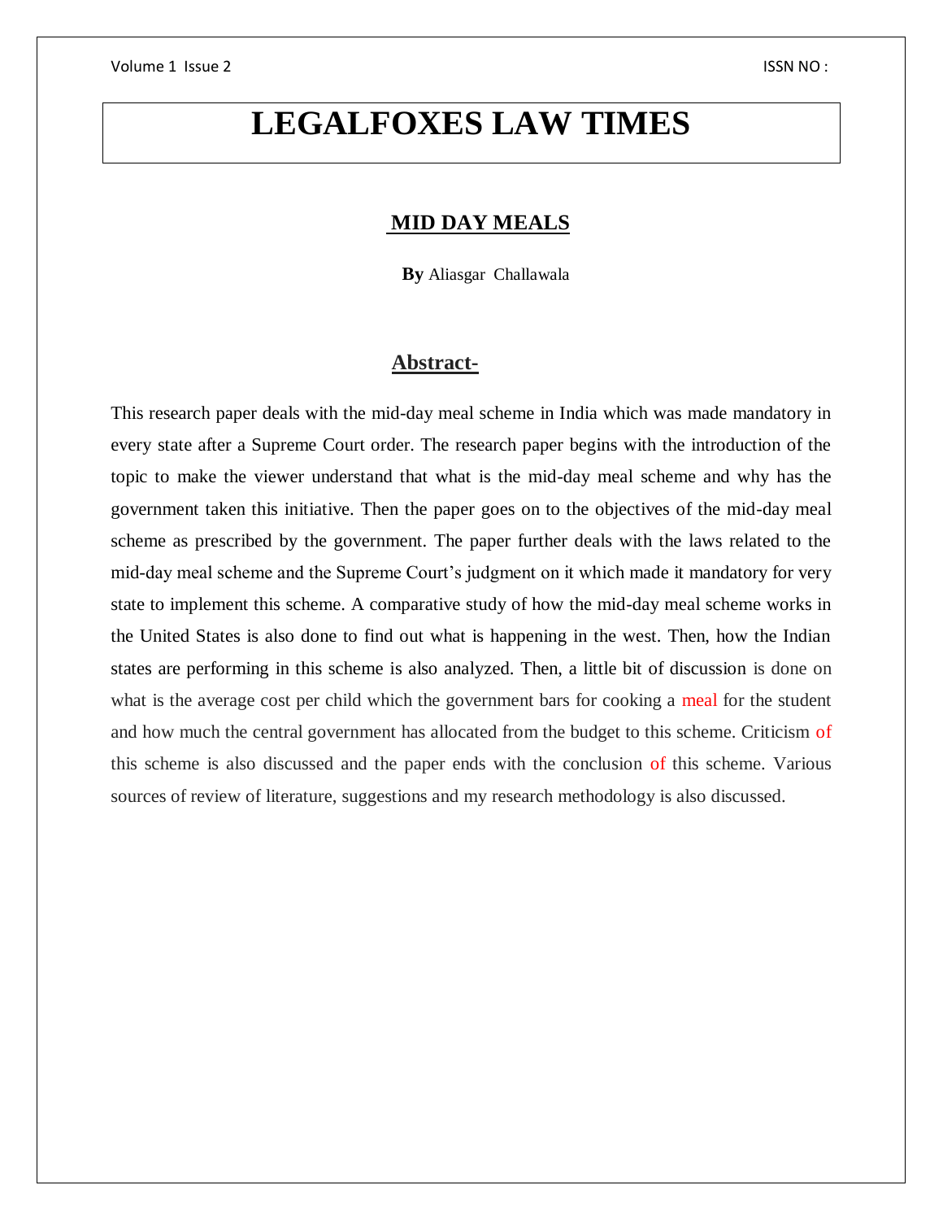# LEGALFOXES LAW TIMES

## MID DAY MEALS

**By** Aliasgar Challawala

## Abstract-

This research paper deals with the mid-day meal scheme in India which was made mandatory in every state after a Supreme Court order. The research paper begins with the introduction of the topic to make the viewer understand that what is the mid-day meal scheme and why has the government taken this initiative. Then the paper goes on to the objectives of the mid-day meal scheme as prescribed by the government. The paper further deals with the laws related to the mid-day meal scheme and the Supreme Court's judgment on it which made it mandatory for very state to implement this scheme. A comparative study of how the mid-day meal scheme works in the United States is also done to find out what is happening in the west. Then, how the Indian states are performing in this scheme is also analyzed. Then, a little bit of discussion is done on what is the average cost per child which the government bars for cooking a meal for the student and how much the central government has allocated from the budget to this scheme. Criticism of this scheme is also discussed and the paper ends with the conclusion of this scheme. Various sources of review of literature, suggestions and my research methodology is also discussed.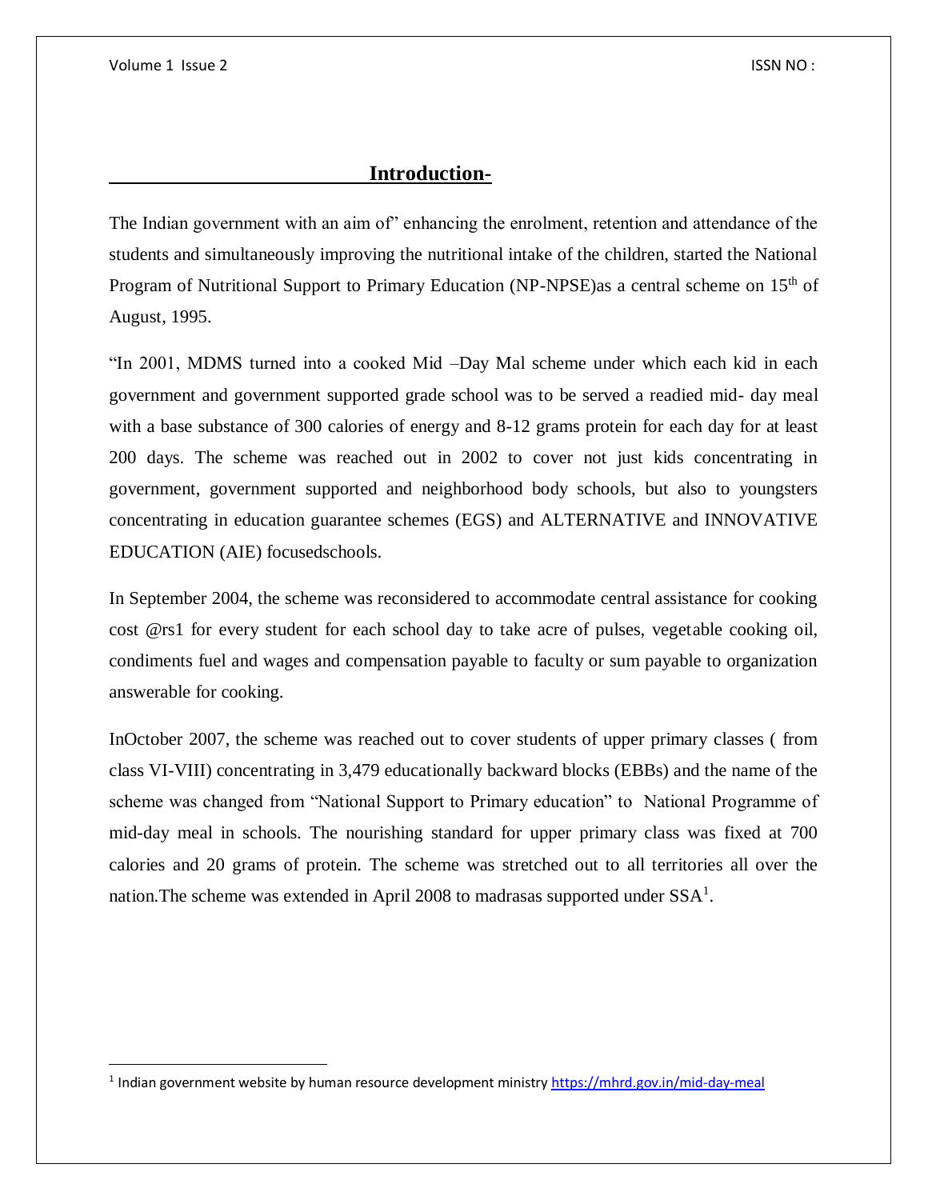## Introduction-

The Indian government with an aim of" enhancing the enrolment, retention and attendance of the students and simultaneously improving the nutritional intake of the children, started the National Program of Nutritional Support to Primary Education (NP-NPSE)as a central scheme on 15th of August, 1995.

"In 2001, MDMS turned into a cooked Mid –Day Mal scheme under which each kid in each government and government supported grade school was to be served a readied mid- day meal with a base substance of 300 calories of energy and 8-12 grams protein for each day for at least 200 days. The scheme was reached out in 2002 to cover not just kids concentrating in government, government supported and neighborhood body schools, but also to youngsters concentrating in education guarantee schemes (EGS) and ALTERNATIVE and INNOVATIVE EDUCATION (AIE) focusedschools.

In September 2004, the scheme was reconsidered to accommodate central assistance for cooking cost @rs1 for every student for each school day to take acre of pulses, vegetable cooking oil, condiments fuel and wages and compensation payable to faculty or sum payable to organization answerable for cooking.

InOctober 2007, the scheme was reached out to cover students of upper primary classes ( from class VI-VIII) concentrating in 3,479 educationally backward blocks (EBBs) and the name of the scheme was changed from "National Support to Primary education" to National Programme of mid-day meal in schools. The nourishing standard for upper primary class was fixed at 700 calories and 20 grams of protein. The scheme was stretched out to all territories all over the nation.The scheme was extended in April 2008 to madrasas supported under SSA[1].

---

[1] Indian government website by human resource development ministry https://mhrd.gov.in/mid-day-meal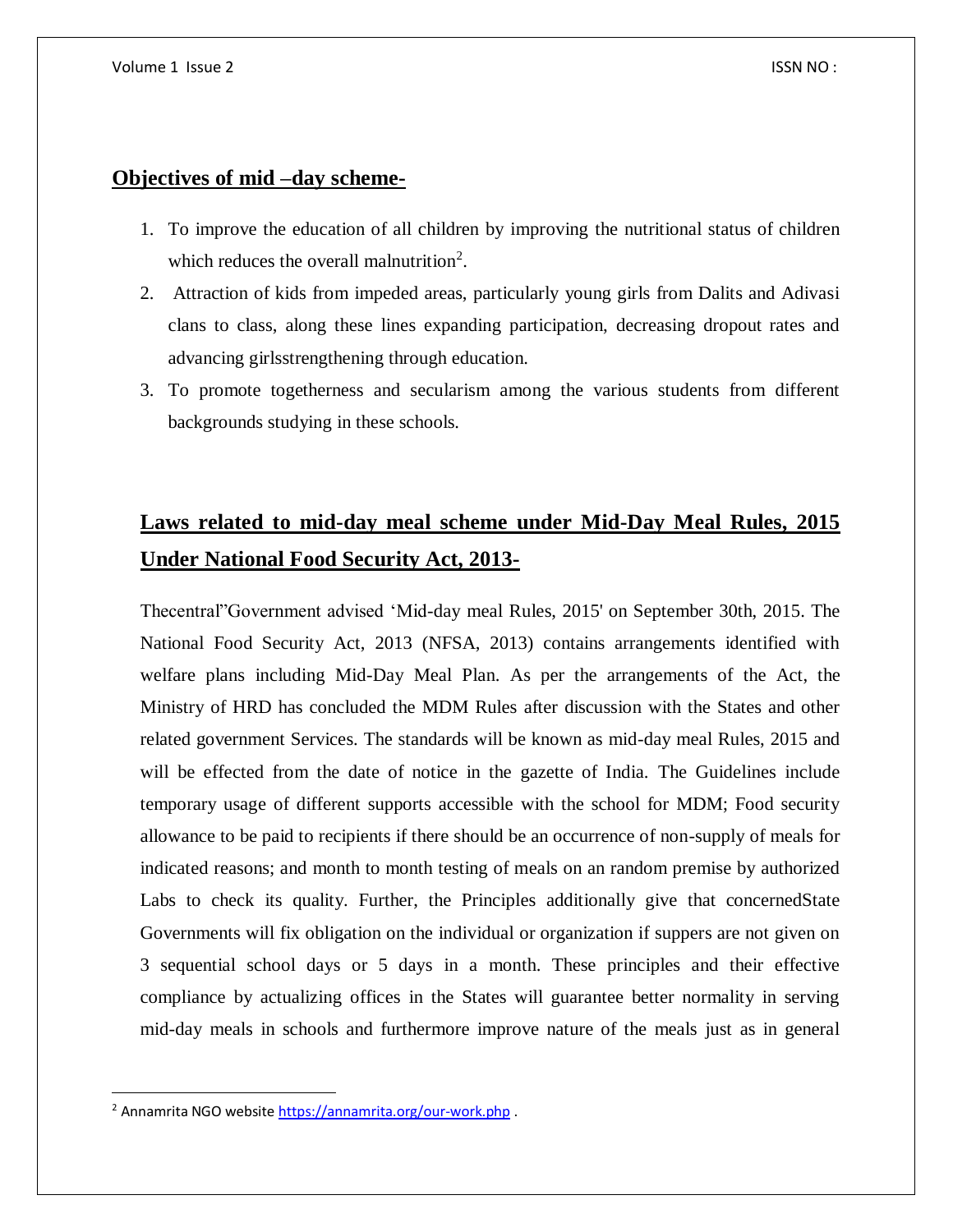## Objectives of mid –day scheme-

1. To improve the education of all children by improving the nutritional status of children which reduces the overall malnutrition[2].
2. Attraction of kids from impeded areas, particularly young girls from Dalits and Adivasi clans to class, along these lines expanding participation, decreasing dropout rates and advancing girlsstrengthening through education.
3. To promote togetherness and secularism among the various students from different backgrounds studying in these schools.

## Laws related to mid-day meal scheme under Mid-Day Meal Rules, 2015 Under National Food Security Act, 2013-

Thecentral"Government advised 'Mid-day meal Rules, 2015' on September 30th, 2015. The National Food Security Act, 2013 (NFSA, 2013) contains arrangements identified with welfare plans including Mid-Day Meal Plan. As per the arrangements of the Act, the Ministry of HRD has concluded the MDM Rules after discussion with the States and other related government Services. The standards will be known as mid-day meal Rules, 2015 and will be effected from the date of notice in the gazette of India. The Guidelines include temporary usage of different supports accessible with the school for MDM; Food security allowance to be paid to recipients if there should be an occurrence of non-supply of meals for indicated reasons; and month to month testing of meals on an random premise by authorized Labs to check its quality. Further, the Principles additionally give that concernedState Governments will fix obligation on the individual or organization if suppers are not given on 3 sequential school days or 5 days in a month. These principles and their effective compliance by actualizing offices in the States will guarantee better normality in serving mid-day meals in schools and furthermore improve nature of the meals just as in general

[2] Annamrita NGO website https://annamrita.org/our-work.php .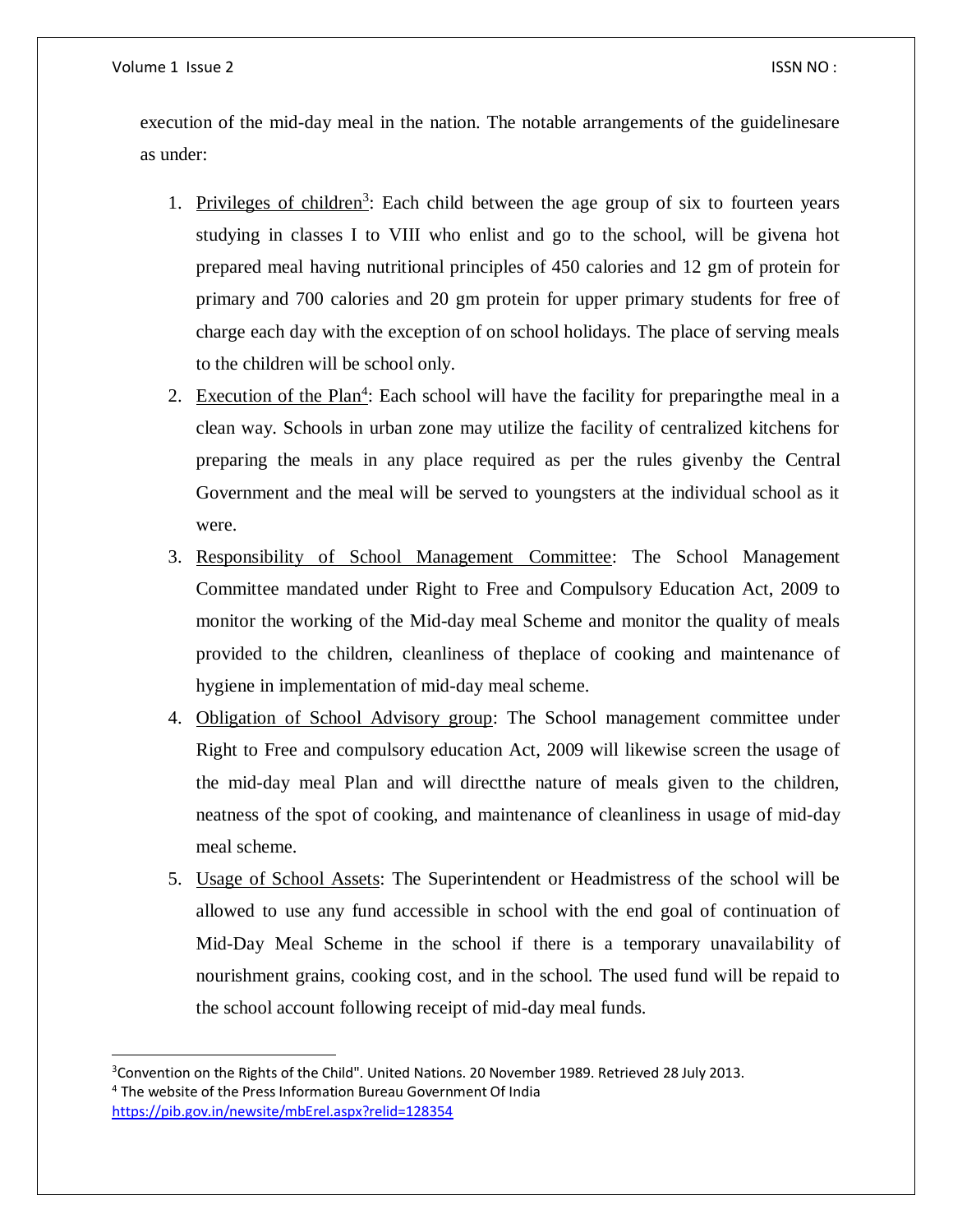execution of the mid-day meal in the nation. The notable arrangements of the guidelinesare as under:

1. Privileges of children[3]: Each child between the age group of six to fourteen years studying in classes I to VIII who enlist and go to the school, will be givena hot prepared meal having nutritional principles of 450 calories and 12 gm of protein for primary and 700 calories and 20 gm protein for upper primary students for free of charge each day with the exception of on school holidays. The place of serving meals to the children will be school only.
2. Execution of the Plan[4]: Each school will have the facility for preparingthe meal in a clean way. Schools in urban zone may utilize the facility of centralized kitchens for preparing the meals in any place required as per the rules givenby the Central Government and the meal will be served to youngsters at the individual school as it were.
3. Responsibility of School Management Committee: The School Management Committee mandated under Right to Free and Compulsory Education Act, 2009 to monitor the working of the Mid-day meal Scheme and monitor the quality of meals provided to the children, cleanliness of theplace of cooking and maintenance of hygiene in implementation of mid-day meal scheme.
4. Obligation of School Advisory group: The School management committee under Right to Free and compulsory education Act, 2009 will likewise screen the usage of the mid-day meal Plan and will directthe nature of meals given to the children, neatness of the spot of cooking, and maintenance of cleanliness in usage of mid-day meal scheme.
5. Usage of School Assets: The Superintendent or Headmistress of the school will be allowed to use any fund accessible in school with the end goal of continuation of Mid-Day Meal Scheme in the school if there is a temporary unavailability of nourishment grains, cooking cost, and in the school. The used fund will be repaid to the school account following receipt of mid-day meal funds.

---

[3]Convention on the Rights of the Child". United Nations. 20 November 1989. Retrieved 28 July 2013.

[4] The website of the Press Information Bureau Government Of India https://pib.gov.in/newsite/mbErel.aspx?relid=128354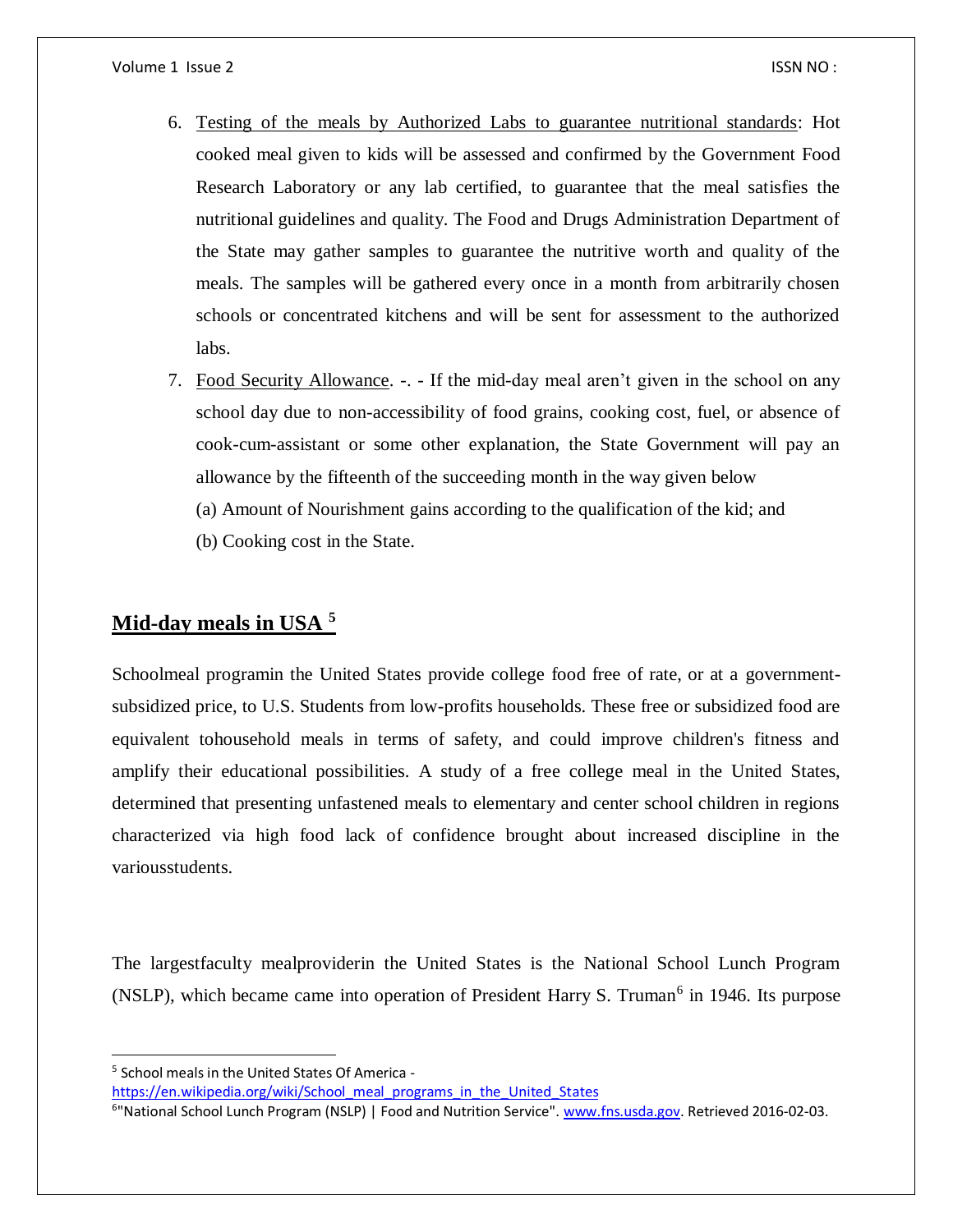6. Testing of the meals by Authorized Labs to guarantee nutritional standards: Hot cooked meal given to kids will be assessed and confirmed by the Government Food Research Laboratory or any lab certified, to guarantee that the meal satisfies the nutritional guidelines and quality. The Food and Drugs Administration Department of the State may gather samples to guarantee the nutritive worth and quality of the meals. The samples will be gathered every once in a month from arbitrarily chosen schools or concentrated kitchens and will be sent for assessment to the authorized labs.
7. Food Security Allowance. -. - If the mid-day meal aren't given in the school on any school day due to non-accessibility of food grains, cooking cost, fuel, or absence of cook-cum-assistant or some other explanation, the State Government will pay an allowance by the fifteenth of the succeeding month in the way given below

   (a) Amount of Nourishment gains according to the qualification of the kid; and

   (b) Cooking cost in the State.

## Mid-day meals in USA [5]

Schoolmeal programin the United States provide college food free of rate, or at a government-subsidized price, to U.S. Students from low-profits households. These free or subsidized food are equivalent tohousehold meals in terms of safety, and could improve children's fitness and amplify their educational possibilities. A study of a free college meal in the United States, determined that presenting unfastened meals to elementary and center school children in regions characterized via high food lack of confidence brought about increased discipline in the variousstudents.

The largestfaculty mealproviderin the United States is the National School Lunch Program (NSLP), which became came into operation of President Harry S. Truman[6] in 1946. Its purpose

---

[5] School meals in the United States Of America - https://en.wikipedia.org/wiki/School_meal_programs_in_the_United_States

[6] "National School Lunch Program (NSLP) | Food and Nutrition Service". www.fns.usda.gov. Retrieved 2016-02-03.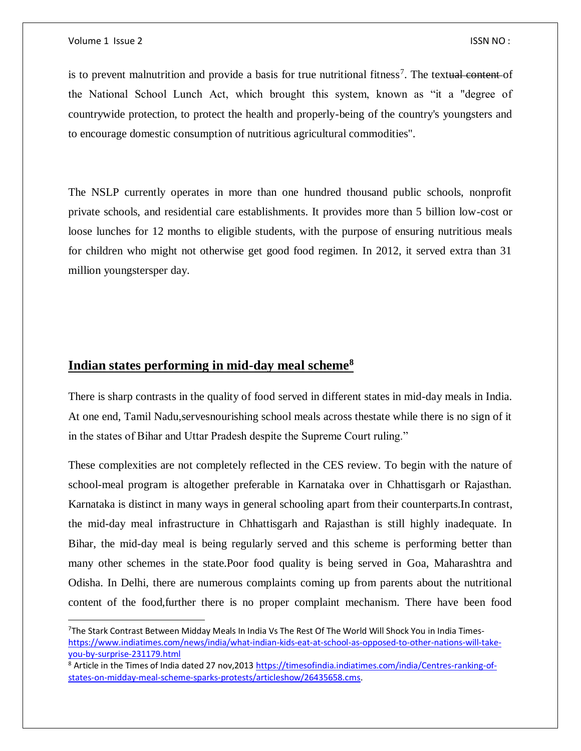is to prevent malnutrition and provide a basis for true nutritional fitness[7]. The text~~ual content~~ of the National School Lunch Act, which brought this system, known as "it a "degree of countrywide protection, to protect the health and properly-being of the country's youngsters and to encourage domestic consumption of nutritious agricultural commodities".

The NSLP currently operates in more than one hundred thousand public schools, nonprofit private schools, and residential care establishments. It provides more than 5 billion low-cost or loose lunches for 12 months to eligible students, with the purpose of ensuring nutritious meals for children who might not otherwise get good food regimen. In 2012, it served extra than 31 million youngstersper day.

## Indian states performing in mid-day meal scheme[8]

There is sharp contrasts in the quality of food served in different states in mid-day meals in India. At one end, Tamil Nadu,servesnourishing school meals across thestate while there is no sign of it in the states of Bihar and Uttar Pradesh despite the Supreme Court ruling."

These complexities are not completely reflected in the CES review. To begin with the nature of school-meal program is altogether preferable in Karnataka over in Chhattisgarh or Rajasthan. Karnataka is distinct in many ways in general schooling apart from their counterparts.In contrast, the mid-day meal infrastructure in Chhattisgarh and Rajasthan is still highly inadequate. In Bihar, the mid-day meal is being regularly served and this scheme is performing better than many other schemes in the state.Poor food quality is being served in Goa, Maharashtra and Odisha. In Delhi, there are numerous complaints coming up from parents about the nutritional content of the food,further there is no proper complaint mechanism. There have been food

---

[7] The Stark Contrast Between Midday Meals In India Vs The Rest Of The World Will Shock You in India Times- https://www.indiatimes.com/news/india/what-indian-kids-eat-at-school-as-opposed-to-other-nations-will-take-you-by-surprise-231179.html

[8] Article in the Times of India dated 27 nov,2013 https://timesofindia.indiatimes.com/india/Centres-ranking-of-states-on-midday-meal-scheme-sparks-protests/articleshow/26435658.cms.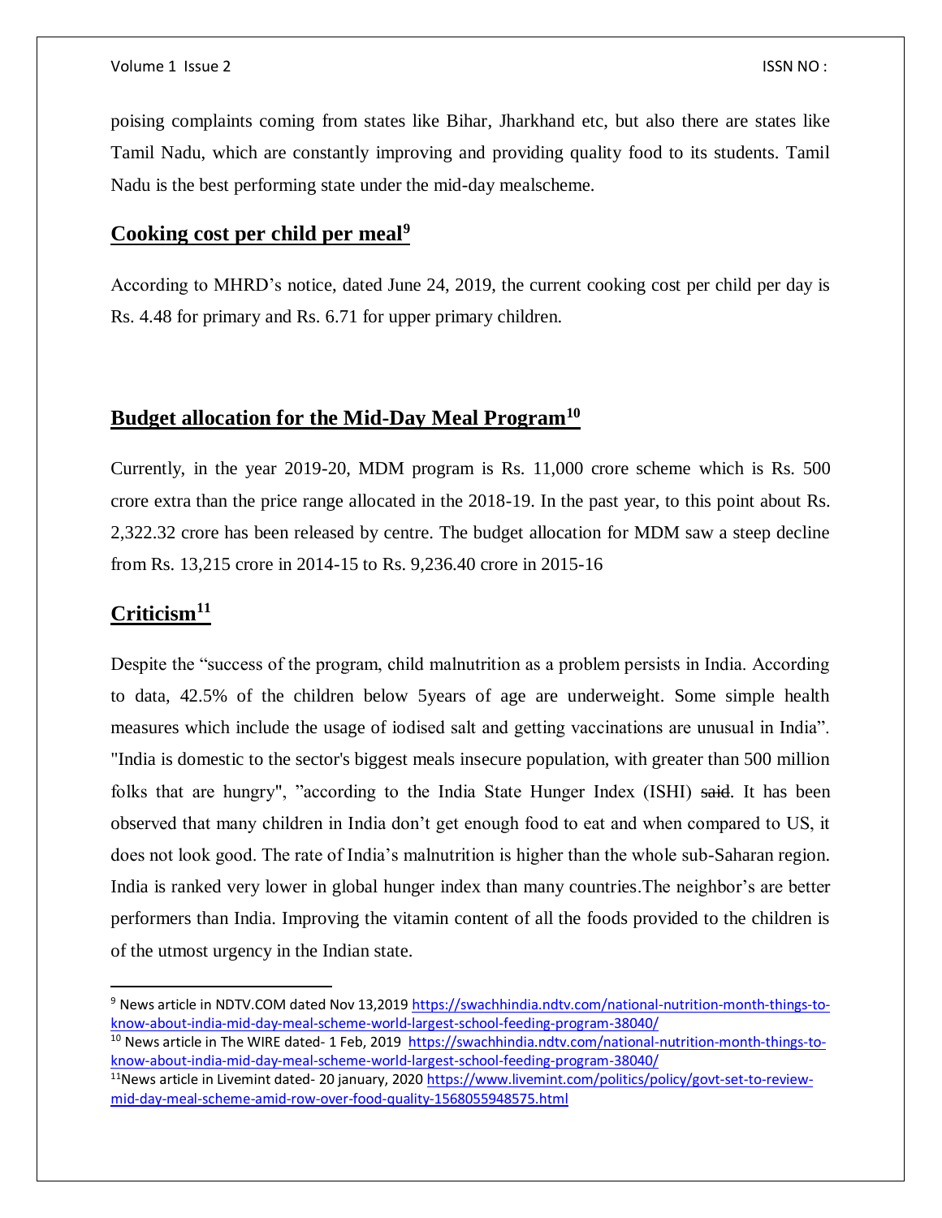poising complaints coming from states like Bihar, Jharkhand etc, but also there are states like Tamil Nadu, which are constantly improving and providing quality food to its students. Tamil Nadu is the best performing state under the mid-day mealscheme.

## Cooking cost per child per meal[9]

According to MHRD's notice, dated June 24, 2019, the current cooking cost per child per day is Rs. 4.48 for primary and Rs. 6.71 for upper primary children.

## Budget allocation for the Mid-Day Meal Program[10]

Currently, in the year 2019-20, MDM program is Rs. 11,000 crore scheme which is Rs. 500 crore extra than the price range allocated in the 2018-19. In the past year, to this point about Rs. 2,322.32 crore has been released by centre. The budget allocation for MDM saw a steep decline from Rs. 13,215 crore in 2014-15 to Rs. 9,236.40 crore in 2015-16

## Criticism[11]

Despite the "success of the program, child malnutrition as a problem persists in India. According to data, 42.5% of the children below 5years of age are underweight. Some simple health measures which include the usage of iodised salt and getting vaccinations are unusual in India". "India is domestic to the sector's biggest meals insecure population, with greater than 500 million folks that are hungry", "according to the India State Hunger Index (ISHI) ~~said~~. It has been observed that many children in India don't get enough food to eat and when compared to US, it does not look good. The rate of India's malnutrition is higher than the whole sub-Saharan region. India is ranked very lower in global hunger index than many countries.The neighbor's are better performers than India. Improving the vitamin content of all the foods provided to the children is of the utmost urgency in the Indian state.

---

[9] News article in NDTV.COM dated Nov 13,2019 https://swachhindia.ndtv.com/national-nutrition-month-things-to-know-about-india-mid-day-meal-scheme-world-largest-school-feeding-program-38040/

[10] News article in The WIRE dated- 1 Feb, 2019 https://swachhindia.ndtv.com/national-nutrition-month-things-to-know-about-india-mid-day-meal-scheme-world-largest-school-feeding-program-38040/

[11] News article in Livemint dated- 20 january, 2020 https://www.livemint.com/politics/policy/govt-set-to-review-mid-day-meal-scheme-amid-row-over-food-quality-1568055948575.html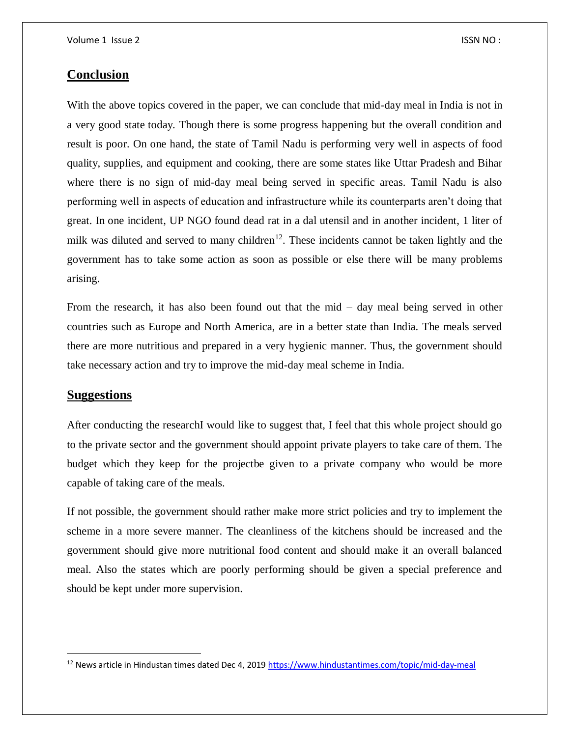## Conclusion

With the above topics covered in the paper, we can conclude that mid-day meal in India is not in a very good state today. Though there is some progress happening but the overall condition and result is poor. On one hand, the state of Tamil Nadu is performing very well in aspects of food quality, supplies, and equipment and cooking, there are some states like Uttar Pradesh and Bihar where there is no sign of mid-day meal being served in specific areas. Tamil Nadu is also performing well in aspects of education and infrastructure while its counterparts aren't doing that great. In one incident, UP NGO found dead rat in a dal utensil and in another incident, 1 liter of milk was diluted and served to many children[12]. These incidents cannot be taken lightly and the government has to take some action as soon as possible or else there will be many problems arising.

From the research, it has also been found out that the mid – day meal being served in other countries such as Europe and North America, are in a better state than India. The meals served there are more nutritious and prepared in a very hygienic manner. Thus, the government should take necessary action and try to improve the mid-day meal scheme in India.

## Suggestions

After conducting the researchI would like to suggest that, I feel that this whole project should go to the private sector and the government should appoint private players to take care of them. The budget which they keep for the projectbe given to a private company who would be more capable of taking care of the meals.

If not possible, the government should rather make more strict policies and try to implement the scheme in a more severe manner. The cleanliness of the kitchens should be increased and the government should give more nutritional food content and should make it an overall balanced meal. Also the states which are poorly performing should be given a special preference and should be kept under more supervision.

---

[12] News article in Hindustan times dated Dec 4, 2019 https://www.hindustantimes.com/topic/mid-day-meal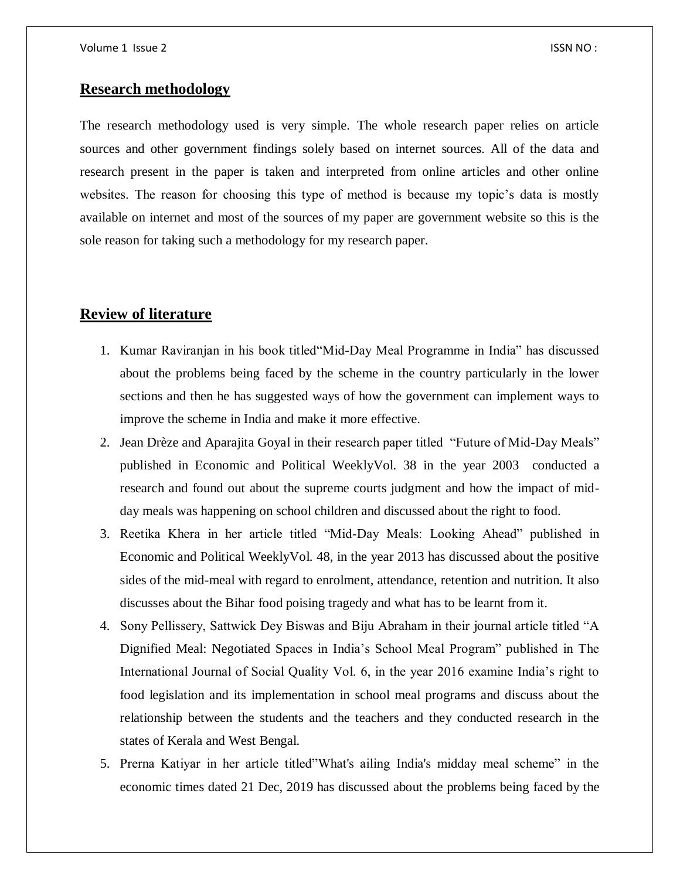## Research methodology

The research methodology used is very simple. The whole research paper relies on article sources and other government findings solely based on internet sources. All of the data and research present in the paper is taken and interpreted from online articles and other online websites. The reason for choosing this type of method is because my topic's data is mostly available on internet and most of the sources of my paper are government website so this is the sole reason for taking such a methodology for my research paper.

## Review of literature

1. Kumar Raviranjan in his book titled"Mid-Day Meal Programme in India" has discussed about the problems being faced by the scheme in the country particularly in the lower sections and then he has suggested ways of how the government can implement ways to improve the scheme in India and make it more effective.
2. Jean Drèze and Aparajita Goyal in their research paper titled "Future of Mid-Day Meals" published in Economic and Political WeeklyVol. 38 in the year 2003 conducted a research and found out about the supreme courts judgment and how the impact of mid-day meals was happening on school children and discussed about the right to food.
3. Reetika Khera in her article titled "Mid-Day Meals: Looking Ahead" published in Economic and Political WeeklyVol. 48, in the year 2013 has discussed about the positive sides of the mid-meal with regard to enrolment, attendance, retention and nutrition. It also discusses about the Bihar food poising tragedy and what has to be learnt from it.
4. Sony Pellissery, Sattwick Dey Biswas and Biju Abraham in their journal article titled "A Dignified Meal: Negotiated Spaces in India's School Meal Program" published in The International Journal of Social Quality Vol. 6, in the year 2016 examine India's right to food legislation and its implementation in school meal programs and discuss about the relationship between the students and the teachers and they conducted research in the states of Kerala and West Bengal.
5. Prerna Katiyar in her article titled"What's ailing India's midday meal scheme" in the economic times dated 21 Dec, 2019 has discussed about the problems being faced by the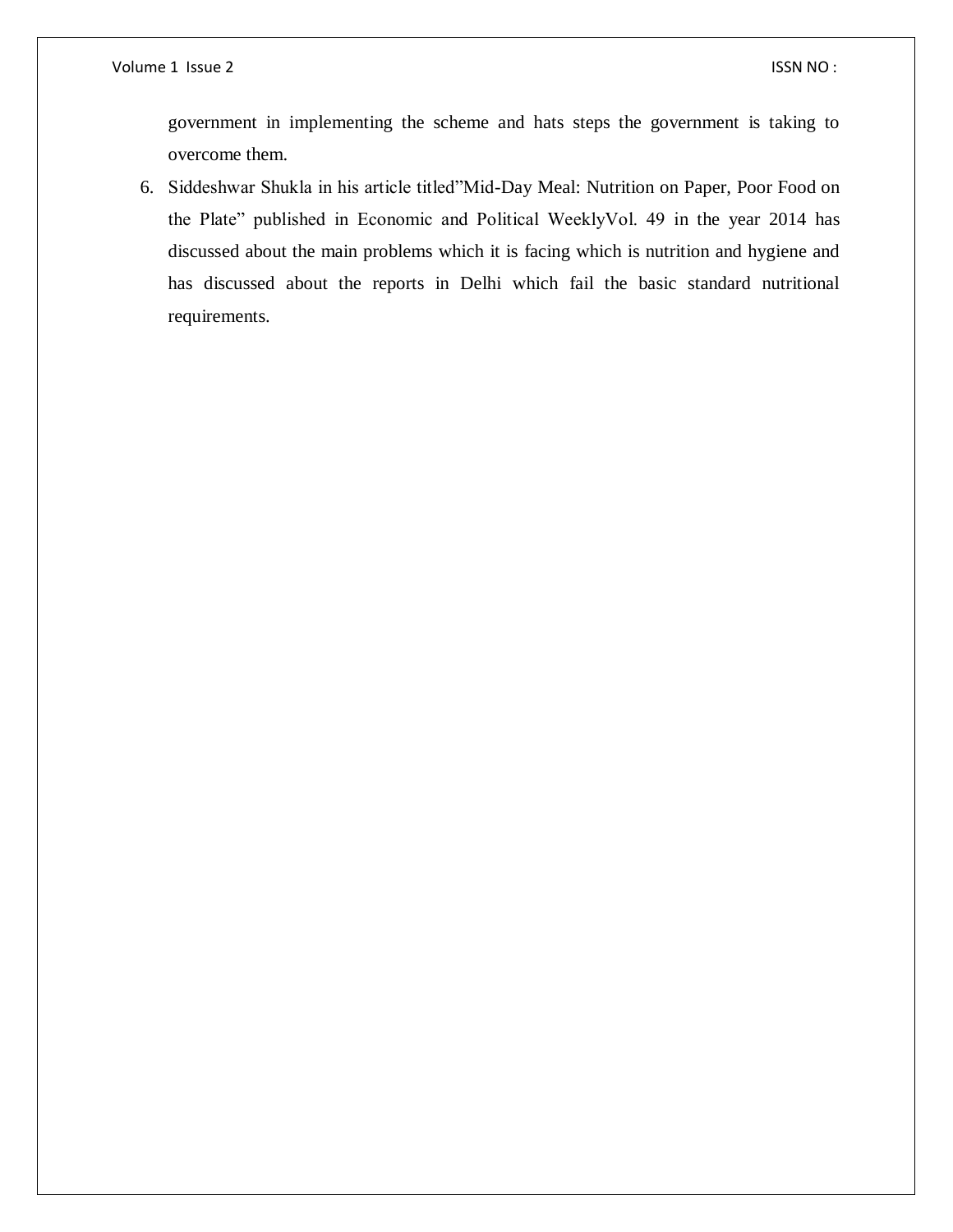government in implementing the scheme and hats steps the government is taking to overcome them.

6. Siddeshwar Shukla in his article titled”Mid-Day Meal: Nutrition on Paper, Poor Food on the Plate” published in Economic and Political WeeklyVol. 49 in the year 2014 has discussed about the main problems which it is facing which is nutrition and hygiene and has discussed about the reports in Delhi which fail the basic standard nutritional requirements.